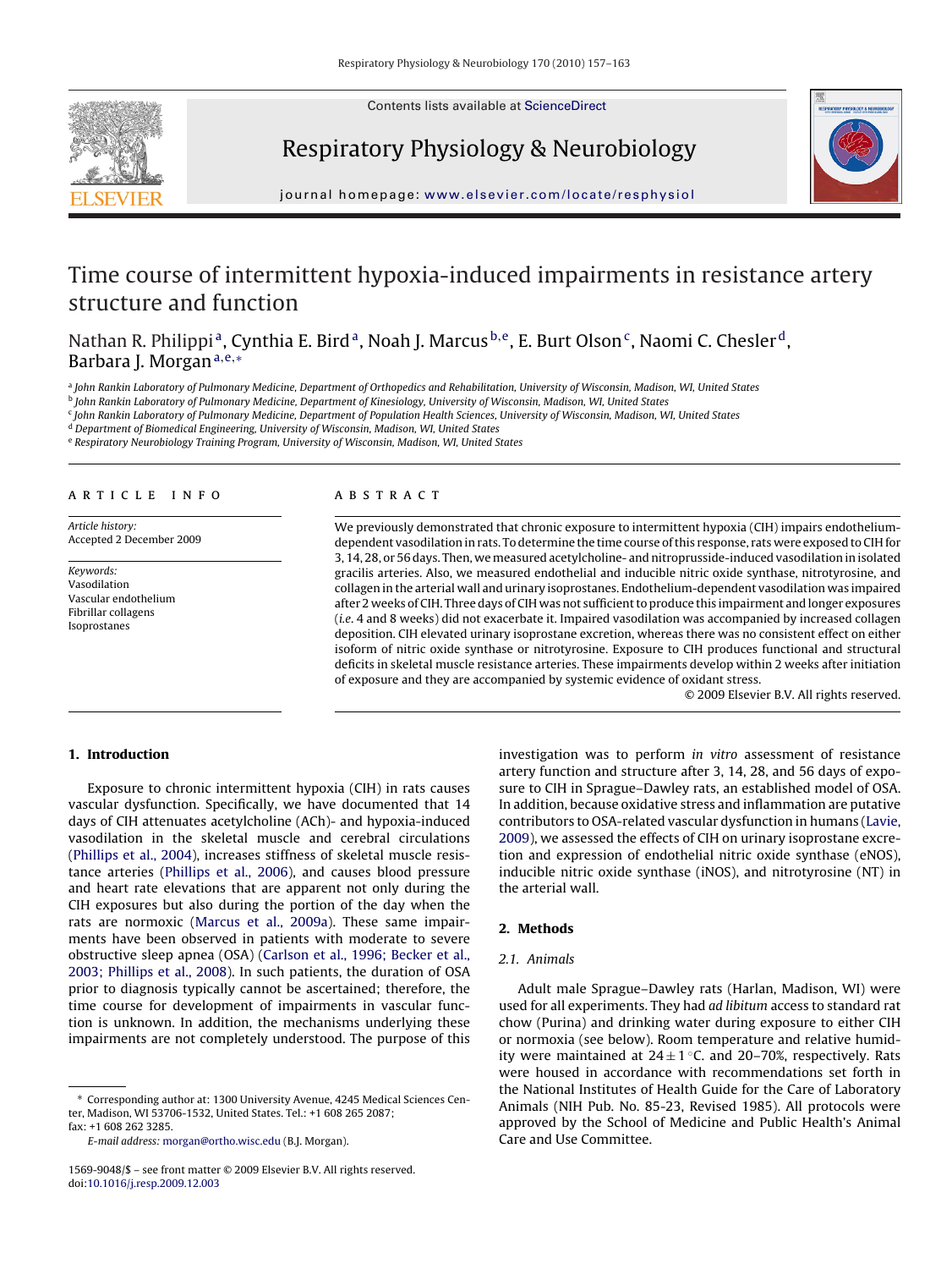Contents lists available at ScienceDirect

# Respiratory Physiology & Neurobiology

journal homepage: www.elsevier.com/locate/resphysiol

# Time course of intermittent hypoxia-induced impairments in resistance artery structure and function

Nathan R. Philippi[a], Cynthia E. Bird[a], Noah J. Marcus[b,e], E. Burt Olson[c], Naomi C. Chesler[d], Barbara J. Morgan[a,e,*]

[a] John Rankin Laboratory of Pulmonary Medicine, Department of Orthopedics and Rehabilitation, University of Wisconsin, Madison, WI, United States
[b] John Rankin Laboratory of Pulmonary Medicine, Department of Kinesiology, University of Wisconsin, Madison, WI, United States
[c] John Rankin Laboratory of Pulmonary Medicine, Department of Population Health Sciences, University of Wisconsin, Madison, WI, United States
[d] Department of Biomedical Engineering, University of Wisconsin, Madison, WI, United States
[e] Respiratory Neurobiology Training Program, University of Wisconsin, Madison, WI, United States

**ARTICLE INFO**

*Article history:*
Accepted 2 December 2009

*Keywords:*
Vasodilation
Vascular endothelium
Fibrillar collagens
Isoprostanes

**ABSTRACT**

We previously demonstrated that chronic exposure to intermittent hypoxia (CIH) impairs endothelium-dependent vasodilation in rats. To determine the time course of this response, rats were exposed to CIH for 3, 14, 28, or 56 days. Then, we measured acetylcholine- and nitroprusside-induced vasodilation in isolated gracilis arteries. Also, we measured endothelial and inducible nitric oxide synthase, nitrotyrosine, and collagen in the arterial wall and urinary isoprostanes. Endothelium-dependent vasodilation was impaired after 2 weeks of CIH. Three days of CIH was not sufficient to produce this impairment and longer exposures (*i.e.* 4 and 8 weeks) did not exacerbate it. Impaired vasodilation was accompanied by increased collagen deposition. CIH elevated urinary isoprostane excretion, whereas there was no consistent effect on either isoform of nitric oxide synthase or nitrotyrosine. Exposure to CIH produces functional and structural deficits in skeletal muscle resistance arteries. These impairments develop within 2 weeks after initiation of exposure and they are accompanied by systemic evidence of oxidant stress.

© 2009 Elsevier B.V. All rights reserved.

## 1. Introduction

Exposure to chronic intermittent hypoxia (CIH) in rats causes vascular dysfunction. Specifically, we have documented that 14 days of CIH attenuates acetylcholine (ACh)- and hypoxia-induced vasodilation in the skeletal muscle and cerebral circulations (Phillips et al., 2004), increases stiffness of skeletal muscle resistance arteries (Phillips et al., 2006), and causes blood pressure and heart rate elevations that are apparent not only during the CIH exposures but also during the portion of the day when the rats are normoxic (Marcus et al., 2009a). These same impairments have been observed in patients with moderate to severe obstructive sleep apnea (OSA) (Carlson et al., 1996; Becker et al., 2003; Phillips et al., 2008). In such patients, the duration of OSA prior to diagnosis typically cannot be ascertained; therefore, the time course for development of impairments in vascular function is unknown. In addition, the mechanisms underlying these impairments are not completely understood. The purpose of this investigation was to perform *in vitro* assessment of resistance artery function and structure after 3, 14, 28, and 56 days of exposure to CIH in Sprague–Dawley rats, an established model of OSA. In addition, because oxidative stress and inflammation are putative contributors to OSA-related vascular dysfunction in humans (Lavie, 2009), we assessed the effects of CIH on urinary isoprostane excretion and expression of endothelial nitric oxide synthase (eNOS), inducible nitric oxide synthase (iNOS), and nitrotyrosine (NT) in the arterial wall.

## 2. Methods

### 2.1. Animals

Adult male Sprague–Dawley rats (Harlan, Madison, WI) were used for all experiments. They had *ad libitum* access to standard rat chow (Purina) and drinking water during exposure to either CIH or normoxia (see below). Room temperature and relative humidity were maintained at 24 ± 1 °C. and 20–70%, respectively. Rats were housed in accordance with recommendations set forth in the National Institutes of Health Guide for the Care of Laboratory Animals (NIH Pub. No. 85-23, Revised 1985). All protocols were approved by the School of Medicine and Public Health's Animal Care and Use Committee.

\* Corresponding author at: 1300 University Avenue, 4245 Medical Sciences Center, Madison, WI 53706-1532, United States. Tel.: +1 608 265 2087; fax: +1 608 262 3285.

*E-mail address:* morgan@ortho.wisc.edu (B.J. Morgan).

1569-9048/$ – see front matter © 2009 Elsevier B.V. All rights reserved.
doi:10.1016/j.resp.2009.12.003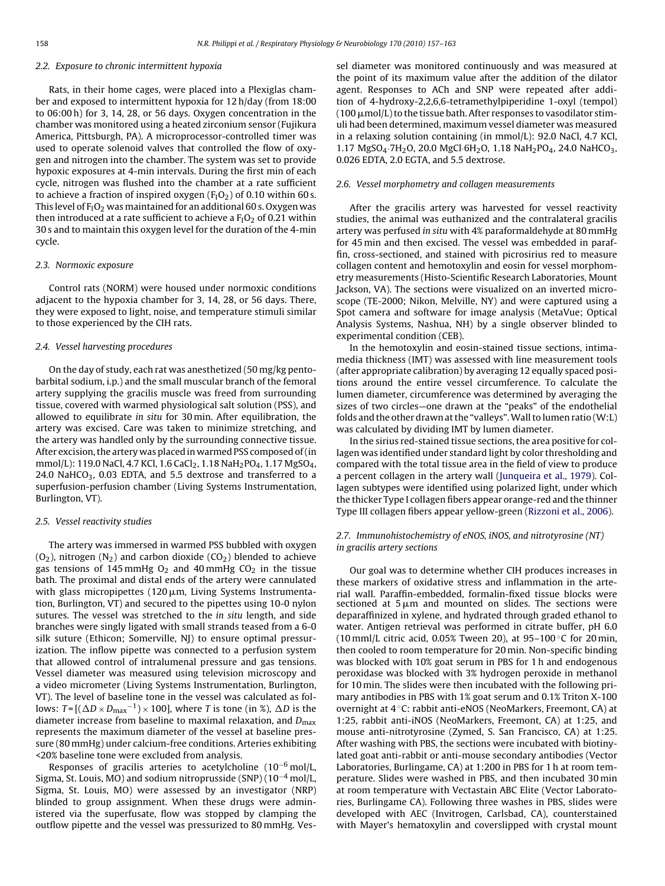### 2.2. Exposure to chronic intermittent hypoxia

Rats, in their home cages, were placed into a Plexiglas chamber and exposed to intermittent hypoxia for 12 h/day (from 18:00 to 06:00 h) for 3, 14, 28, or 56 days. Oxygen concentration in the chamber was monitored using a heated zirconium sensor (Fujikura America, Pittsburgh, PA). A microprocessor-controlled timer was used to operate solenoid valves that controlled the flow of oxygen and nitrogen into the chamber. The system was set to provide hypoxic exposures at 4-min intervals. During the first min of each cycle, nitrogen was flushed into the chamber at a rate sufficient to achieve a fraction of inspired oxygen ($F_IO_2$) of 0.10 within 60 s. This level of $F_IO_2$ was maintained for an additional 60 s. Oxygen was then introduced at a rate sufficient to achieve a $F_IO_2$ of 0.21 within 30 s and to maintain this oxygen level for the duration of the 4-min cycle.

### 2.3. Normoxic exposure

Control rats (NORM) were housed under normoxic conditions adjacent to the hypoxia chamber for 3, 14, 28, or 56 days. There, they were exposed to light, noise, and temperature stimuli similar to those experienced by the CIH rats.

### 2.4. Vessel harvesting procedures

On the day of study, each rat was anesthetized (50 mg/kg pentobarbital sodium, i.p.) and the small muscular branch of the femoral artery supplying the gracilis muscle was freed from surrounding tissue, covered with warmed physiological salt solution (PSS), and allowed to equilibrate *in situ* for 30 min. After equilibration, the artery was excised. Care was taken to minimize stretching, and the artery was handled only by the surrounding connective tissue. After excision, the artery was placed in warmed PSS composed of (in mmol/L): 119.0 NaCl, 4.7 KCl, 1.6 $CaCl_2$, 1.18 $NaH_2PO_4$, 1.17 $MgSO_4$, 24.0 $NaHCO_3$, 0.03 EDTA, and 5.5 dextrose and transferred to a superfusion-perfusion chamber (Living Systems Instrumentation, Burlington, VT).

### 2.5. Vessel reactivity studies

The artery was immersed in warmed PSS bubbled with oxygen ($O_2$), nitrogen ($N_2$) and carbon dioxide ($CO_2$) blended to achieve gas tensions of 145 mmHg $O_2$ and 40 mmHg $CO_2$ in the tissue bath. The proximal and distal ends of the artery were cannulated with glass micropipettes (120 μm, Living Systems Instrumentation, Burlington, VT) and secured to the pipettes using 10-0 nylon sutures. The vessel was stretched to the *in situ* length, and side branches were singly ligated with small strands teased from a 6-0 silk suture (Ethicon; Somerville, NJ) to ensure optimal pressurization. The inflow pipette was connected to a perfusion system that allowed control of intralumenal pressure and gas tensions. Vessel diameter was measured using television microscopy and a video micrometer (Living Systems Instrumentation, Burlington, VT). The level of baseline tone in the vessel was calculated as follows: $T = [(\Delta D \times D_{max}^{-1}) \times 100]$, where $T$ is tone (in %), $\Delta D$ is the diameter increase from baseline to maximal relaxation, and $D_{max}$ represents the maximum diameter of the vessel at baseline pressure (80 mmHg) under calcium-free conditions. Arteries exhibiting <20% baseline tone were excluded from analysis.

Responses of gracilis arteries to acetylcholine ($10^{-6}$ mol/L, Sigma, St. Louis, MO) and sodium nitroprusside (SNP) ($10^{-4}$ mol/L, Sigma, St. Louis, MO) were assessed by an investigator (NRP) blinded to group assignment. When these drugs were administered via the superfusate, flow was stopped by clamping the outflow pipette and the vessel was pressurized to 80 mmHg. Vessel diameter was monitored continuously and was measured at the point of its maximum value after the addition of the dilator agent. Responses to ACh and SNP were repeated after addition of 4-hydroxy-2,2,6,6-tetramethylpiperidine 1-oxyl (tempol) (100 μmol/L) to the tissue bath. After responses to vasodilator stimuli had been determined, maximum vessel diameter was measured in a relaxing solution containing (in mmol/L): 92.0 NaCl, 4.7 KCl, 1.17 $MgSO_4{\cdot}7H_2O$, 20.0 $MgCl{\cdot}6H_2O$, 1.18 $NaH_2PO_4$, 24.0 $NaHCO_3$, 0.026 EDTA, 2.0 EGTA, and 5.5 dextrose.

### 2.6. Vessel morphometry and collagen measurements

After the gracilis artery was harvested for vessel reactivity studies, the animal was euthanized and the contralateral gracilis artery was perfused *in situ* with 4% paraformaldehyde at 80 mmHg for 45 min and then excised. The vessel was embedded in paraffin, cross-sectioned, and stained with picrosirius red to measure collagen content and hemotoxylin and eosin for vessel morphometry measurements (Histo-Scientific Research Laboratories, Mount Jackson, VA). The sections were visualized on an inverted microscope (TE-2000; Nikon, Melville, NY) and were captured using a Spot camera and software for image analysis (MetaVue; Optical Analysis Systems, Nashua, NH) by a single observer blinded to experimental condition (CEB).

In the hemotoxylin and eosin-stained tissue sections, intima-media thickness (IMT) was assessed with line measurement tools (after appropriate calibration) by averaging 12 equally spaced positions around the entire vessel circumference. To calculate the lumen diameter, circumference was determined by averaging the sizes of two circles—one drawn at the "peaks" of the endothelial folds and the other drawn at the "valleys". Wall to lumen ratio (W:L) was calculated by dividing IMT by lumen diameter.

In the sirius red-stained tissue sections, the area positive for collagen was identified under standard light by color thresholding and compared with the total tissue area in the field of view to produce a percent collagen in the artery wall (Junqueira et al., 1979). Collagen subtypes were identified using polarized light, under which the thicker Type I collagen fibers appear orange-red and the thinner Type III collagen fibers appear yellow-green (Rizzoni et al., 2006).

### 2.7. Immunohistochemistry of eNOS, iNOS, and nitrotyrosine (NT) in gracilis artery sections

Our goal was to determine whether CIH produces increases in these markers of oxidative stress and inflammation in the arterial wall. Paraffin-embedded, formalin-fixed tissue blocks were sectioned at 5 μm and mounted on slides. The sections were deparaffinized in xylene, and hydrated through graded ethanol to water. Antigen retrieval was performed in citrate buffer, pH 6.0 (10 mml/L citric acid, 0.05% Tween 20), at 95–100 °C for 20 min, then cooled to room temperature for 20 min. Non-specific binding was blocked with 10% goat serum in PBS for 1 h and endogenous peroxidase was blocked with 3% hydrogen peroxide in methanol for 10 min. The slides were then incubated with the following primary antibodies in PBS with 1% goat serum and 0.1% Triton X-100 overnight at 4 °C: rabbit anti-eNOS (NeoMarkers, Freemont, CA) at 1:25, rabbit anti-iNOS (NeoMarkers, Freemont, CA) at 1:25, and mouse anti-nitrotyrosine (Zymed, S. San Francisco, CA) at 1:25. After washing with PBS, the sections were incubated with biotinylated goat anti-rabbit or anti-mouse secondary antibodies (Vector Laboratories, Burlingame, CA) at 1:200 in PBS for 1 h at room temperature. Slides were washed in PBS, and then incubated 30 min at room temperature with Vectastain ABC Elite (Vector Laboratories, Burlingame CA). Following three washes in PBS, slides were developed with AEC (Invitrogen, Carlsbad, CA), counterstained with Mayer's hematoxylin and coverslipped with crystal mount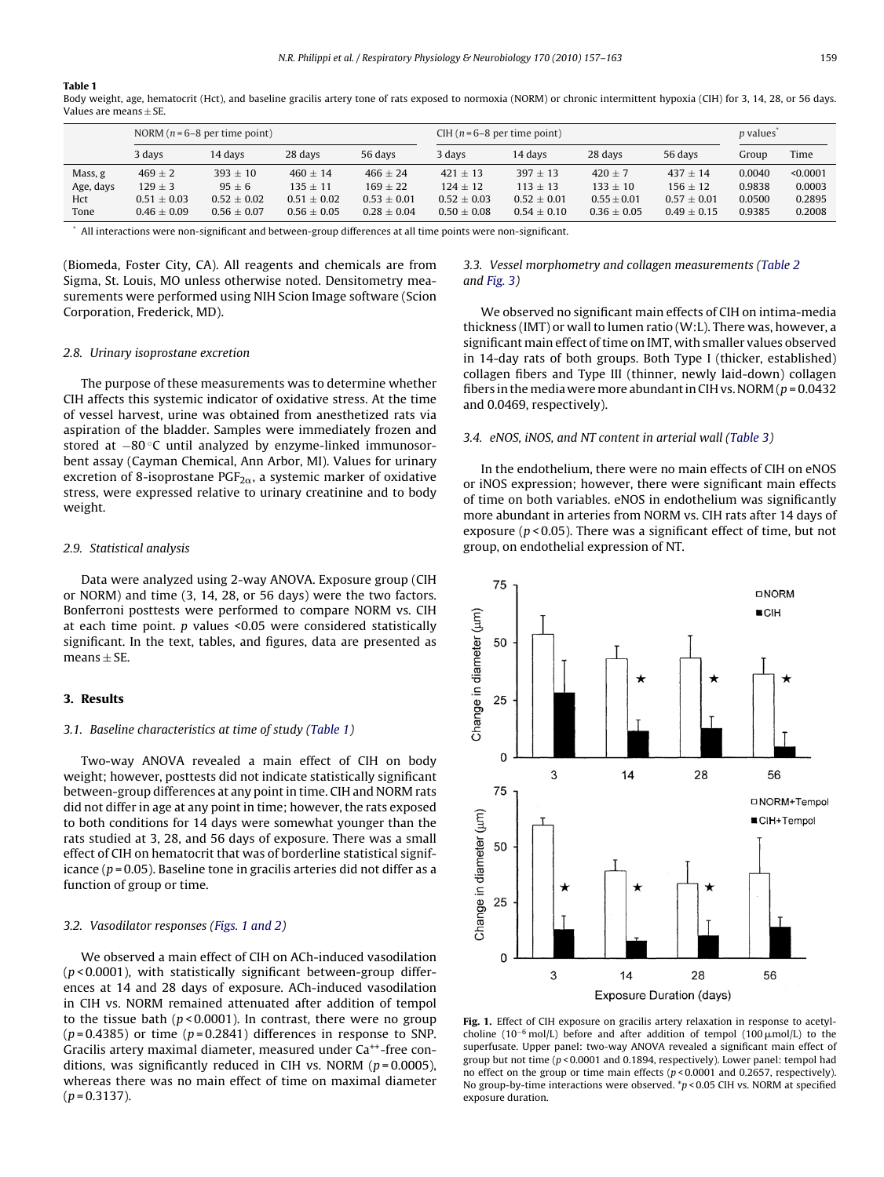**Table 1**
Body weight, age, hematocrit (Hct), and baseline gracilis artery tone of rats exposed to normoxia (NORM) or chronic intermittent hypoxia (CIH) for 3, 14, 28, or 56 days. Values are means ± SE.

| | NORM (n = 6–8 per time point) | | | | CIH (n = 6–8 per time point) | | | | p values* | |
|---|---|---|---|---|---|---|---|---|---|---|
| | 3 days | 14 days | 28 days | 56 days | 3 days | 14 days | 28 days | 56 days | Group | Time |
| Mass, g | 469 ± 2 | 393 ± 10 | 460 ± 14 | 466 ± 24 | 421 ± 13 | 397 ± 13 | 420 ± 7 | 437 ± 14 | 0.0040 | <0.0001 |
| Age, days | 129 ± 3 | 95 ± 6 | 135 ± 11 | 169 ± 22 | 124 ± 12 | 113 ± 13 | 133 ± 10 | 156 ± 12 | 0.9838 | 0.0003 |
| Hct | 0.51 ± 0.03 | 0.52 ± 0.02 | 0.51 ± 0.02 | 0.53 ± 0.01 | 0.52 ± 0.03 | 0.52 ± 0.01 | 0.55 ± 0.01 | 0.57 ± 0.01 | 0.0500 | 0.2895 |
| Tone | 0.46 ± 0.09 | 0.56 ± 0.07 | 0.56 ± 0.05 | 0.28 ± 0.04 | 0.50 ± 0.08 | 0.54 ± 0.10 | 0.36 ± 0.05 | 0.49 ± 0.15 | 0.9385 | 0.2008 |

* All interactions were non-significant and between-group differences at all time points were non-significant.

(Biomeda, Foster City, CA). All reagents and chemicals are from Sigma, St. Louis, MO unless otherwise noted. Densitometry measurements were performed using NIH Scion Image software (Scion Corporation, Frederick, MD).

### 2.8. Urinary isoprostane excretion

The purpose of these measurements was to determine whether CIH affects this systemic indicator of oxidative stress. At the time of vessel harvest, urine was obtained from anesthetized rats via aspiration of the bladder. Samples were immediately frozen and stored at −80 °C until analyzed by enzyme-linked immunosorbent assay (Cayman Chemical, Ann Arbor, MI). Values for urinary excretion of 8-isoprostane $PGF_{2\alpha}$, a systemic marker of oxidative stress, were expressed relative to urinary creatinine and to body weight.

### 2.9. Statistical analysis

Data were analyzed using 2-way ANOVA. Exposure group (CIH or NORM) and time (3, 14, 28, or 56 days) were the two factors. Bonferroni posttests were performed to compare NORM vs. CIH at each time point. p values <0.05 were considered statistically significant. In the text, tables, and figures, data are presented as means ± SE.

## 3. Results

### 3.1. Baseline characteristics at time of study (Table 1)

Two-way ANOVA revealed a main effect of CIH on body weight; however, posttests did not indicate statistically significant between-group differences at any point in time. CIH and NORM rats did not differ in age at any point in time; however, the rats exposed to both conditions for 14 days were somewhat younger than the rats studied at 3, 28, and 56 days of exposure. There was a small effect of CIH on hematocrit that was of borderline statistical significance ($p = 0.05$). Baseline tone in gracilis arteries did not differ as a function of group or time.

### 3.2. Vasodilator responses (Figs. 1 and 2)

We observed a main effect of CIH on ACh-induced vasodilation ($p < 0.0001$), with statistically significant between-group differences at 14 and 28 days of exposure. ACh-induced vasodilation in CIH vs. NORM remained attenuated after addition of tempol to the tissue bath ($p < 0.0001$). In contrast, there were no group ($p = 0.4385$) or time ($p = 0.2841$) differences in response to SNP. Gracilis artery maximal diameter, measured under $Ca^{++}$-free conditions, was significantly reduced in CIH vs. NORM ($p = 0.0005$), whereas there was no main effect of time on maximal diameter ($p = 0.3137$).

### 3.3. Vessel morphometry and collagen measurements (Table 2 and Fig. 3)

We observed no significant main effects of CIH on intima-media thickness (IMT) or wall to lumen ratio (W:L). There was, however, a significant main effect of time on IMT, with smaller values observed in 14-day rats of both groups. Both Type I (thicker, established) collagen fibers and Type III (thinner, newly laid-down) collagen fibers in the media were more abundant in CIH vs. NORM ($p = 0.0432$ and 0.0469, respectively).

### 3.4. eNOS, iNOS, and NT content in arterial wall (Table 3)

In the endothelium, there were no main effects of CIH on eNOS or iNOS expression; however, there were significant main effects of time on both variables. eNOS in endothelium was significantly more abundant in arteries from NORM vs. CIH rats after 14 days of exposure ($p < 0.05$). There was a significant effect of time, but not group, on endothelial expression of NT.

**Fig. 1.** Effect of CIH exposure on gracilis artery relaxation in response to acetylcholine ($10^{-6}$ mol/L) before and after addition of tempol (100 μmol/L) to the superfusate. Upper panel: two-way ANOVA revealed a significant main effect of group but not time ($p < 0.0001$ and 0.1894, respectively). Lower panel: tempol had no effect on the group or time main effects ($p < 0.0001$ and 0.2657, respectively). No group-by-time interactions were observed. *$p < 0.05$ CIH vs. NORM at specified exposure duration.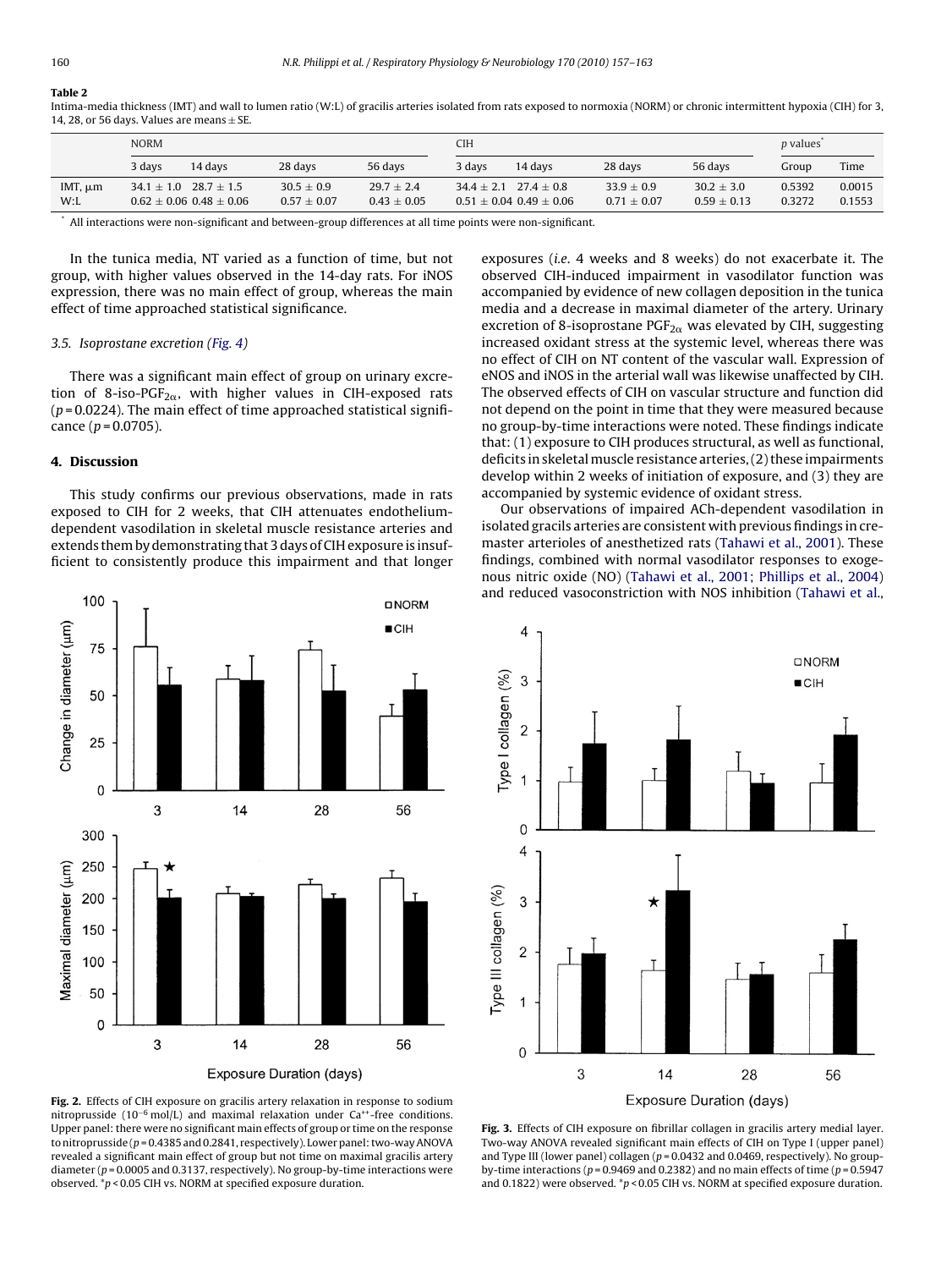**Table 2**
Intima-media thickness (IMT) and wall to lumen ratio (W:L) of gracilis arteries isolated from rats exposed to normoxia (NORM) or chronic intermittent hypoxia (CIH) for 3, 14, 28, or 56 days. Values are means ± SE.

| | NORM | | | | CIH | | | | *p* values* | |
|---|---|---|---|---|---|---|---|---|---|---|
| | 3 days | 14 days | 28 days | 56 days | 3 days | 14 days | 28 days | 56 days | Group | Time |
| IMT, μm | 34.1 ± 1.0 | 28.7 ± 1.5 | 30.5 ± 0.9 | 29.7 ± 2.4 | 34.4 ± 2.1 | 27.4 ± 0.8 | 33.9 ± 0.9 | 30.2 ± 3.0 | 0.5392 | 0.0015 |
| W:L | 0.62 ± 0.06 | 0.48 ± 0.06 | 0.57 ± 0.07 | 0.43 ± 0.05 | 0.51 ± 0.04 | 0.49 ± 0.06 | 0.71 ± 0.07 | 0.59 ± 0.13 | 0.3272 | 0.1553 |

* All interactions were non-significant and between-group differences at all time points were non-significant.

In the tunica media, NT varied as a function of time, but not group, with higher values observed in the 14-day rats. For iNOS expression, there was no main effect of group, whereas the main effect of time approached statistical significance.

### 3.5. Isoprostane excretion (Fig. 4)

There was a significant main effect of group on urinary excretion of 8-iso-$PGF_{2\alpha}$, with higher values in CIH-exposed rats ($p = 0.0224$). The main effect of time approached statistical significance ($p = 0.0705$).

## 4. Discussion

This study confirms our previous observations, made in rats exposed to CIH for 2 weeks, that CIH attenuates endothelium-dependent vasodilation in skeletal muscle resistance arteries and extends them by demonstrating that 3 days of CIH exposure is insufficient to consistently produce this impairment and that longer exposures (*i.e.* 4 weeks and 8 weeks) do not exacerbate it. The observed CIH-induced impairment in vasodilator function was accompanied by evidence of new collagen deposition in the tunica media and a decrease in maximal diameter of the artery. Urinary excretion of 8-isoprostane $PGF_{2\alpha}$ was elevated by CIH, suggesting increased oxidant stress at the systemic level, whereas there was no effect of CIH on NT content of the vascular wall. Expression of eNOS and iNOS in the arterial wall was likewise unaffected by CIH. The observed effects of CIH on vascular structure and function did not depend on the point in time that they were measured because no group-by-time interactions were noted. These findings indicate that: (1) exposure to CIH produces structural, as well as functional, deficits in skeletal muscle resistance arteries, (2) these impairments develop within 2 weeks of initiation of exposure, and (3) they are accompanied by systemic evidence of oxidant stress.

Our observations of impaired ACh-dependent vasodilation in isolated gracilis arteries are consistent with previous findings in cremaster arterioles of anesthetized rats (Tahawi et al., 2001). These findings, combined with normal vasodilator responses to exogenous nitric oxide (NO) (Tahawi et al., 2001; Phillips et al., 2004) and reduced vasoconstriction with NOS inhibition (Tahawi et al.,

**Fig. 2.** Effects of CIH exposure on gracilis artery relaxation in response to sodium nitroprusside ($10^{-6}$ mol/L) and maximal relaxation under $Ca^{++}$-free conditions. Upper panel: there were no significant main effects of group or time on the response to nitroprusside ($p = 0.4385$ and $0.2841$, respectively). Lower panel: two-way ANOVA revealed a significant main effect of group but not time on maximal gracilis artery diameter ($p = 0.0005$ and $0.3137$, respectively). No group-by-time interactions were observed. *$p < 0.05$ CIH vs. NORM at specified exposure duration.

**Fig. 3.** Effects of CIH exposure on fibrillar collagen in gracilis artery medial layer. Two-way ANOVA revealed significant main effects of CIH on Type I (upper panel) and Type III (lower panel) collagen ($p = 0.0432$ and $0.0469$, respectively). No group-by-time interactions ($p = 0.9469$ and $0.2382$) and no main effects of time ($p = 0.5947$ and $0.1822$) were observed. *$p < 0.05$ CIH vs. NORM at specified exposure duration.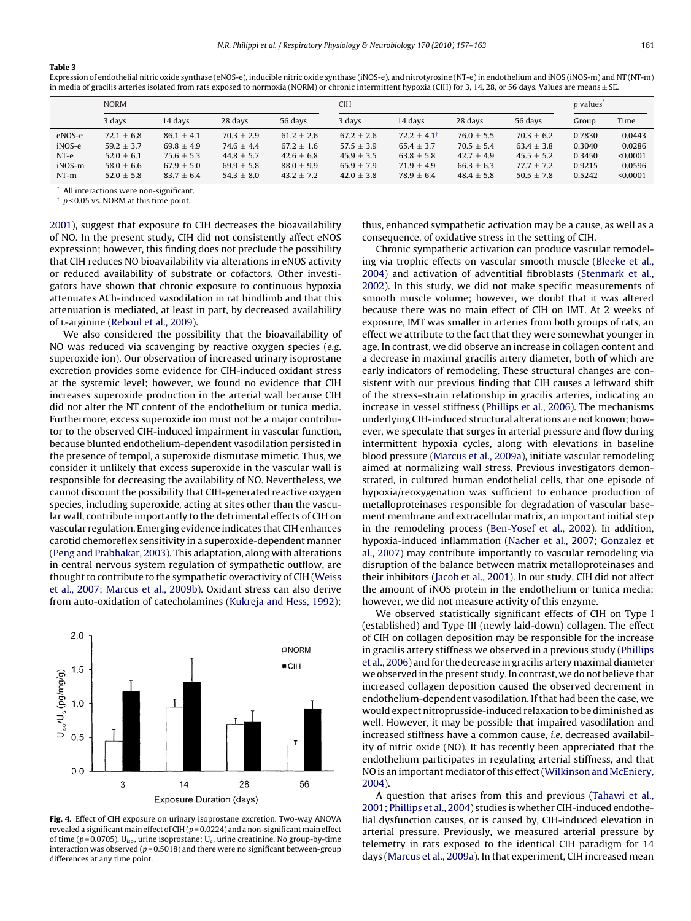**Table 3**
Expression of endothelial nitric oxide synthase (eNOS-e), inducible nitric oxide synthase (iNOS-e), and nitrotyrosine (NT-e) in endothelium and iNOS (iNOS-m) and NT (NT-m) in media of gracilis arteries isolated from rats exposed to normoxia (NORM) or chronic intermittent hypoxia (CIH) for 3, 14, 28, or 56 days. Values are means ± SE.

| | NORM | | | | CIH | | | | p values* | |
|---|---|---|---|---|---|---|---|---|---|---|
| | 3 days | 14 days | 28 days | 56 days | 3 days | 14 days | 28 days | 56 days | Group | Time |
| eNOS-e | 72.1 ± 6.8 | 86.1 ± 4.1 | 70.3 ± 2.9 | 61.2 ± 2.6 | 67.2 ± 2.6 | 72.2 ± 4.1† | 76.0 ± 5.5 | 70.3 ± 6.2 | 0.7830 | 0.0443 |
| iNOS-e | 59.2 ± 3.7 | 69.8 ± 4.9 | 74.6 ± 4.4 | 67.2 ± 1.6 | 57.5 ± 3.9 | 65.4 ± 3.7 | 70.5 ± 5.4 | 63.4 ± 3.8 | 0.3040 | 0.0286 |
| NT-e | 52.0 ± 6.1 | 75.6 ± 5.3 | 44.8 ± 5.7 | 42.6 ± 6.8 | 45.9 ± 3.5 | 63.8 ± 5.8 | 42.7 ± 4.9 | 45.5 ± 5.2 | 0.3450 | <0.0001 |
| iNOS-m | 58.0 ± 6.6 | 67.9 ± 5.0 | 69.9 ± 5.8 | 88.0 ± 9.9 | 65.9 ± 7.9 | 71.9 ± 4.9 | 66.3 ± 6.3 | 77.7 ± 7.2 | 0.9215 | 0.0596 |
| NT-m | 52.0 ± 5.8 | 83.7 ± 6.4 | 54.3 ± 8.0 | 43.2 ± 7.2 | 42.0 ± 3.8 | 78.9 ± 6.4 | 48.4 ± 5.8 | 50.5 ± 7.8 | 0.5242 | <0.0001 |

\* All interactions were non-significant.
† $p < 0.05$ vs. NORM at this time point.

2001), suggest that exposure to CIH decreases the bioavailability of NO. In the present study, CIH did not consistently affect eNOS expression; however, this finding does not preclude the possibility that CIH reduces NO bioavailability via alterations in eNOS activity or reduced availability of substrate or cofactors. Other investigators have shown that chronic exposure to continuous hypoxia attenuates ACh-induced vasodilation in rat hindlimb and that this attenuation is mediated, at least in part, by decreased availability of L-arginine (Reboul et al., 2009).

We also considered the possibility that the bioavailability of NO was reduced via scavenging by reactive oxygen species (*e.g.* superoxide ion). Our observation of increased urinary isoprostane excretion provides some evidence for CIH-induced oxidant stress at the systemic level; however, we found no evidence that CIH increases superoxide production in the arterial wall because CIH did not alter the NT content of the endothelium or tunica media. Furthermore, excess superoxide ion must not be a major contributor to the observed CIH-induced impairment in vascular function, because blunted endothelium-dependent vasodilation persisted in the presence of tempol, a superoxide dismutase mimetic. Thus, we consider it unlikely that excess superoxide in the vascular wall is responsible for decreasing the availability of NO. Nevertheless, we cannot discount the possibility that CIH-generated reactive oxygen species, including superoxide, acting at sites other than the vascular wall, contribute importantly to the detrimental effects of CIH on vascular regulation. Emerging evidence indicates that CIH enhances carotid chemoreflex sensitivity in a superoxide-dependent manner (Peng and Prabhakar, 2003). This adaptation, along with alterations in central nervous system regulation of sympathetic outflow, are thought to contribute to the sympathetic overactivity of CIH (Weiss et al., 2007; Marcus et al., 2009b). Oxidant stress can also derive from auto-oxidation of catecholamines (Kukreja and Hess, 1992); thus, enhanced sympathetic activation may be a cause, as well as a consequence, of oxidative stress in the setting of CIH.

Chronic sympathetic activation can produce vascular remodeling via trophic effects on vascular smooth muscle (Bleeke et al., 2004) and activation of adventitial fibroblasts (Stenmark et al., 2002). In this study, we did not make specific measurements of smooth muscle volume; however, we doubt that it was altered because there was no main effect of CIH on IMT. At 2 weeks of exposure, IMT was smaller in arteries from both groups of rats, an effect we attribute to the fact that they were somewhat younger in age. In contrast, we did observe an increase in collagen content and a decrease in maximal gracilis artery diameter, both of which are early indicators of remodeling. These structural changes are consistent with our previous finding that CIH causes a leftward shift of the stress–strain relationship in gracilis arteries, indicating an increase in vessel stiffness (Phillips et al., 2006). The mechanisms underlying CIH-induced structural alterations are not known; however, we speculate that surges in arterial pressure and flow during intermittent hypoxia cycles, along with elevations in baseline blood pressure (Marcus et al., 2009a), initiate vascular remodeling aimed at normalizing wall stress. Previous investigators demonstrated, in cultured human endothelial cells, that one episode of hypoxia/reoxygenation was sufficient to enhance production of metalloproteinases responsible for degradation of vascular basement membrane and extracellular matrix, an important initial step in the remodeling process (Ben-Yosef et al., 2002). In addition, hypoxia-induced inflammation (Nacher et al., 2007; Gonzalez et al., 2007) may contribute importantly to vascular remodeling via disruption of the balance between matrix metalloproteinases and their inhibitors (Jacob et al., 2001). In our study, CIH did not affect the amount of iNOS protein in the endothelium or tunica media; however, we did not measure activity of this enzyme.

We observed statistically significant effects of CIH on Type I (established) and Type III (newly laid-down) collagen. The effect of CIH on collagen deposition may be responsible for the increase in gracilis artery stiffness we observed in a previous study (Phillips et al., 2006) and for the decrease in gracilis artery maximal diameter we observed in the present study. In contrast, we do not believe that increased collagen deposition caused the observed decrement in endothelium-dependent vasodilation. If that had been the case, we would expect nitroprusside-induced relaxation to be diminished as well. However, it may be possible that impaired vasodilation and increased stiffness have a common cause, *i.e.* decreased availability of nitric oxide (NO). It has recently been appreciated that the endothelium participates in regulating arterial stiffness, and that NO is an important mediator of this effect (Wilkinson and McEniery, 2004).

A question that arises from this and previous (Tahawi et al., 2001; Phillips et al., 2004) studies is whether CIH-induced endothelial dysfunction causes, or is caused by, CIH-induced elevation in arterial pressure. Previously, we measured arterial pressure by telemetry in rats exposed to the identical CIH paradigm for 14 days (Marcus et al., 2009a). In that experiment, CIH increased mean

**Fig. 4.** Effect of CIH exposure on urinary isoprostane excretion. Two-way ANOVA revealed a significant main effect of CIH ($p = 0.0224$) and a non-significant main effect of time ($p = 0.0705$). $U_{iso}$, urine isoprostane; $U_c$, urine creatinine. No group-by-time interaction was observed ($p = 0.5018$) and there were no significant between-group differences at any time point.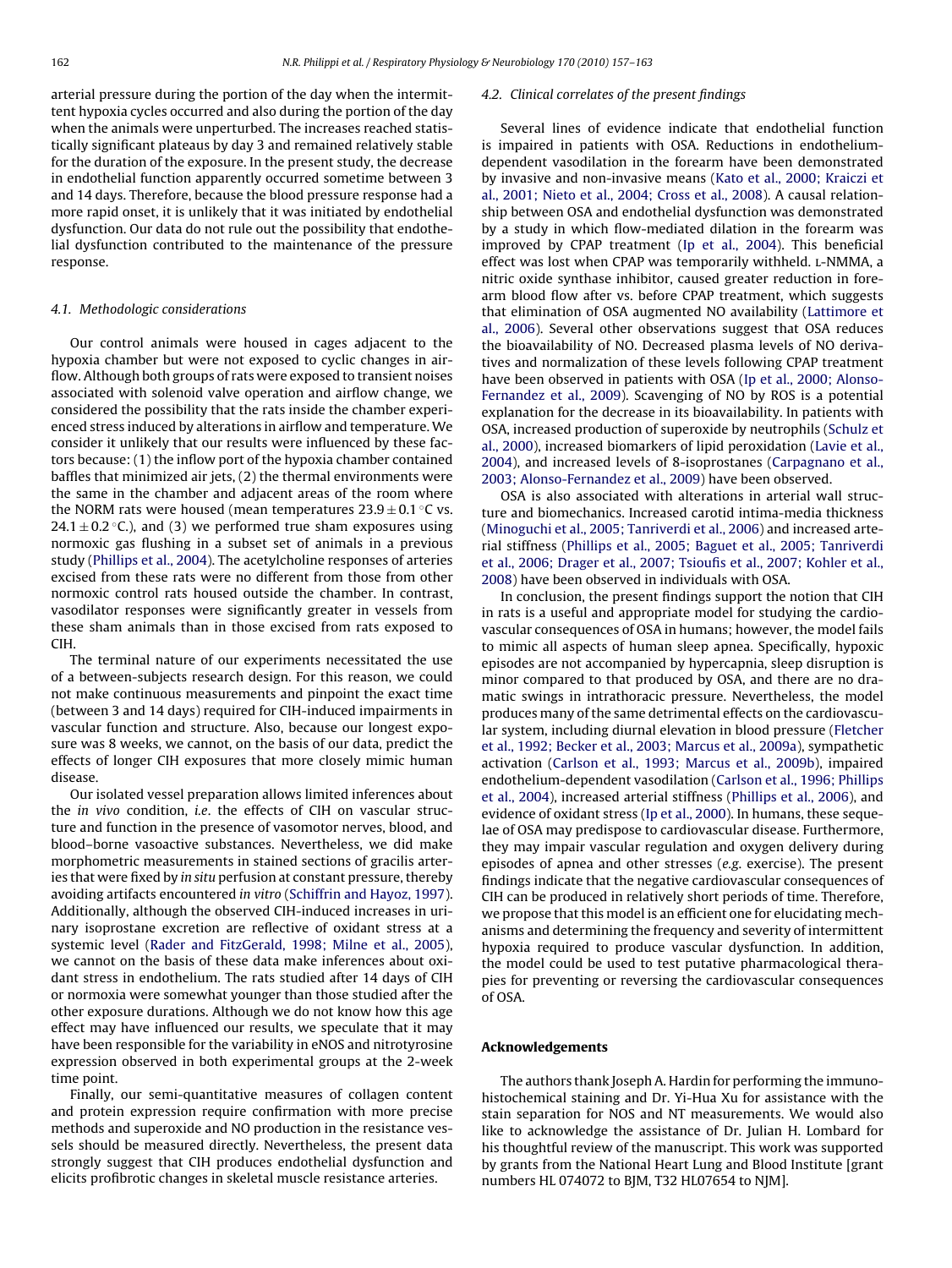arterial pressure during the portion of the day when the intermittent hypoxia cycles occurred and also during the portion of the day when the animals were unperturbed. The increases reached statistically significant plateaus by day 3 and remained relatively stable for the duration of the exposure. In the present study, the decrease in endothelial function apparently occurred sometime between 3 and 14 days. Therefore, because the blood pressure response had a more rapid onset, it is unlikely that it was initiated by endothelial dysfunction. Our data do not rule out the possibility that endothelial dysfunction contributed to the maintenance of the pressure response.

### 4.1. Methodologic considerations

Our control animals were housed in cages adjacent to the hypoxia chamber but were not exposed to cyclic changes in airflow. Although both groups of rats were exposed to transient noises associated with solenoid valve operation and airflow change, we considered the possibility that the rats inside the chamber experienced stress induced by alterations in airflow and temperature. We consider it unlikely that our results were influenced by these factors because: (1) the inflow port of the hypoxia chamber contained baffles that minimized air jets, (2) the thermal environments were the same in the chamber and adjacent areas of the room where the NORM rats were housed (mean temperatures $23.9 \pm 0.1\,^{\circ}$C vs. $24.1 \pm 0.2\,^{\circ}$C.), and (3) we performed true sham exposures using normoxic gas flushing in a subset set of animals in a previous study (Phillips et al., 2004). The acetylcholine responses of arteries excised from these rats were no different from those from other normoxic control rats housed outside the chamber. In contrast, vasodilator responses were significantly greater in vessels from these sham animals than in those excised from rats exposed to CIH.

The terminal nature of our experiments necessitated the use of a between-subjects research design. For this reason, we could not make continuous measurements and pinpoint the exact time (between 3 and 14 days) required for CIH-induced impairments in vascular function and structure. Also, because our longest exposure was 8 weeks, we cannot, on the basis of our data, predict the effects of longer CIH exposures that more closely mimic human disease.

Our isolated vessel preparation allows limited inferences about the *in vivo* condition, *i.e*. the effects of CIH on vascular structure and function in the presence of vasomotor nerves, blood, and blood–borne vasoactive substances. Nevertheless, we did make morphometric measurements in stained sections of gracilis arteries that were fixed by *in situ* perfusion at constant pressure, thereby avoiding artifacts encountered *in vitro* (Schiffrin and Hayoz, 1997). Additionally, although the observed CIH-induced increases in urinary isoprostane excretion are reflective of oxidant stress at a systemic level (Rader and FitzGerald, 1998; Milne et al., 2005), we cannot on the basis of these data make inferences about oxidant stress in endothelium. The rats studied after 14 days of CIH or normoxia were somewhat younger than those studied after the other exposure durations. Although we do not know how this age effect may have influenced our results, we speculate that it may have been responsible for the variability in eNOS and nitrotyrosine expression observed in both experimental groups at the 2-week time point.

Finally, our semi-quantitative measures of collagen content and protein expression require confirmation with more precise methods and superoxide and NO production in the resistance vessels should be measured directly. Nevertheless, the present data strongly suggest that CIH produces endothelial dysfunction and elicits profibrotic changes in skeletal muscle resistance arteries.

### 4.2. Clinical correlates of the present findings

Several lines of evidence indicate that endothelial function is impaired in patients with OSA. Reductions in endothelium-dependent vasodilation in the forearm have been demonstrated by invasive and non-invasive means (Kato et al., 2000; Kraiczi et al., 2001; Nieto et al., 2004; Cross et al., 2008). A causal relationship between OSA and endothelial dysfunction was demonstrated by a study in which flow-mediated dilation in the forearm was improved by CPAP treatment (Ip et al., 2004). This beneficial effect was lost when CPAP was temporarily withheld. L-NMMA, a nitric oxide synthase inhibitor, caused greater reduction in forearm blood flow after vs. before CPAP treatment, which suggests that elimination of OSA augmented NO availability (Lattimore et al., 2006). Several other observations suggest that OSA reduces the bioavailability of NO. Decreased plasma levels of NO derivatives and normalization of these levels following CPAP treatment have been observed in patients with OSA (Ip et al., 2000; Alonso-Fernandez et al., 2009). Scavenging of NO by ROS is a potential explanation for the decrease in its bioavailability. In patients with OSA, increased production of superoxide by neutrophils (Schulz et al., 2000), increased biomarkers of lipid peroxidation (Lavie et al., 2004), and increased levels of 8-isoprostanes (Carpagnano et al., 2003; Alonso-Fernandez et al., 2009) have been observed.

OSA is also associated with alterations in arterial wall structure and biomechanics. Increased carotid intima-media thickness (Minoguchi et al., 2005; Tanriverdi et al., 2006) and increased arterial stiffness (Phillips et al., 2005; Baguet et al., 2005; Tanriverdi et al., 2006; Drager et al., 2007; Tsioufis et al., 2007; Kohler et al., 2008) have been observed in individuals with OSA.

In conclusion, the present findings support the notion that CIH in rats is a useful and appropriate model for studying the cardiovascular consequences of OSA in humans; however, the model fails to mimic all aspects of human sleep apnea. Specifically, hypoxic episodes are not accompanied by hypercapnia, sleep disruption is minor compared to that produced by OSA, and there are no dramatic swings in intrathoracic pressure. Nevertheless, the model produces many of the same detrimental effects on the cardiovascular system, including diurnal elevation in blood pressure (Fletcher et al., 1992; Becker et al., 2003; Marcus et al., 2009a), sympathetic activation (Carlson et al., 1993; Marcus et al., 2009b), impaired endothelium-dependent vasodilation (Carlson et al., 1996; Phillips et al., 2004), increased arterial stiffness (Phillips et al., 2006), and evidence of oxidant stress (Ip et al., 2000). In humans, these sequelae of OSA may predispose to cardiovascular disease. Furthermore, they may impair vascular regulation and oxygen delivery during episodes of apnea and other stresses (*e.g.* exercise). The present findings indicate that the negative cardiovascular consequences of CIH can be produced in relatively short periods of time. Therefore, we propose that this model is an efficient one for elucidating mechanisms and determining the frequency and severity of intermittent hypoxia required to produce vascular dysfunction. In addition, the model could be used to test putative pharmacological therapies for preventing or reversing the cardiovascular consequences of OSA.

## Acknowledgements

The authors thank Joseph A. Hardin for performing the immunohistochemical staining and Dr. Yi-Hua Xu for assistance with the stain separation for NOS and NT measurements. We would also like to acknowledge the assistance of Dr. Julian H. Lombard for his thoughtful review of the manuscript. This work was supported by grants from the National Heart Lung and Blood Institute [grant numbers HL 074072 to BJM, T32 HL07654 to NJM].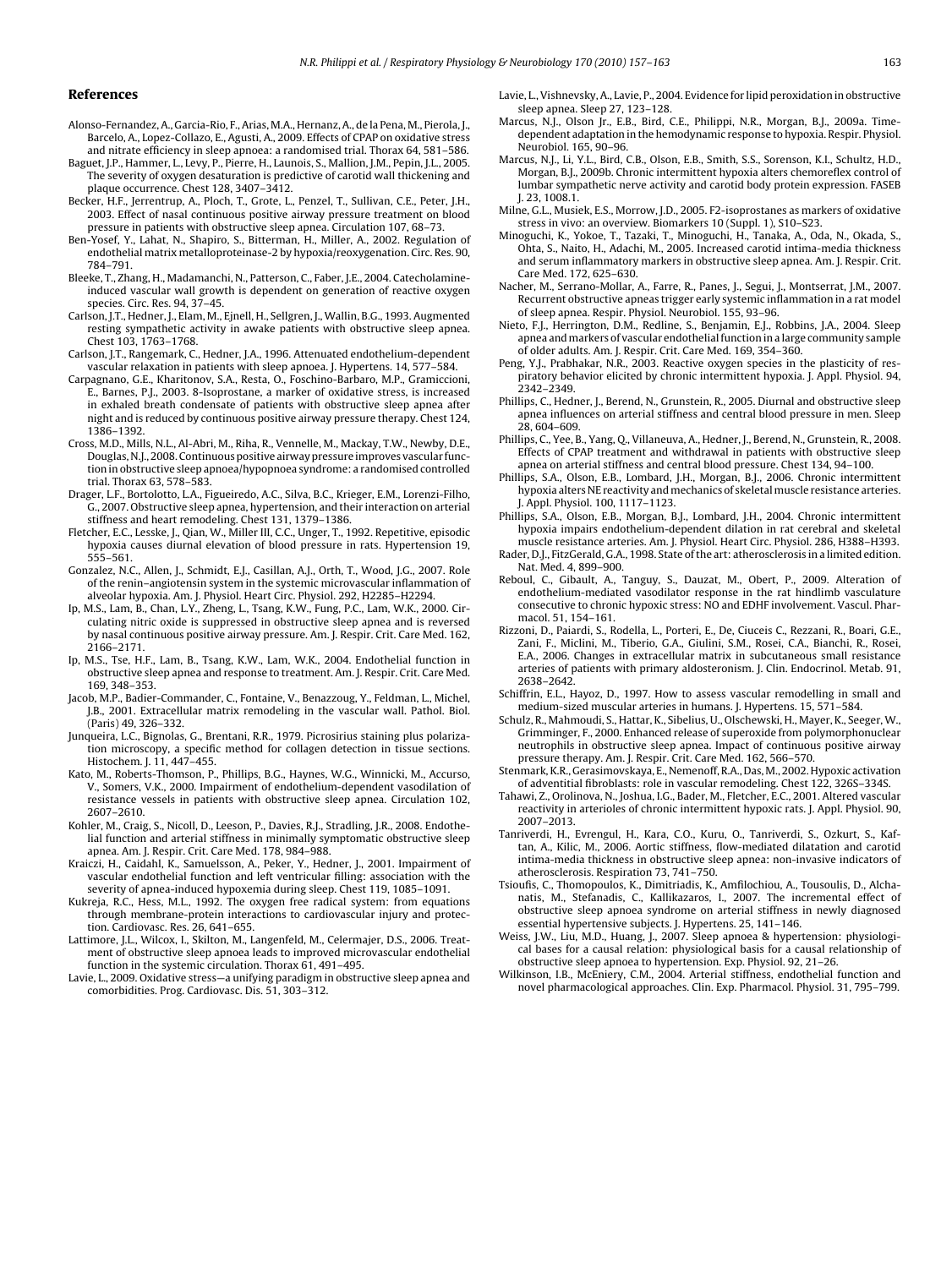## References

Alonso-Fernandez, A., Garcia-Rio, F., Arias, M.A., Hernanz, A., de la Pena, M., Pierola, J., Barcelo, A., Lopez-Collazo, E., Agusti, A., 2009. Effects of CPAP on oxidative stress and nitrate efficiency in sleep apnoea: a randomised trial. Thorax 64, 581–586.

Baguet, J.P., Hammer, L., Levy, P., Pierre, H., Launois, S., Mallion, J.M., Pepin, J.L., 2005. The severity of oxygen desaturation is predictive of carotid wall thickening and plaque occurrence. Chest 128, 3407–3412.

Becker, H.F., Jerrentrup, A., Ploch, T., Grote, L., Penzel, T., Sullivan, C.E., Peter, J.H., 2003. Effect of nasal continuous positive airway pressure treatment on blood pressure in patients with obstructive sleep apnea. Circulation 107, 68–73.

Ben-Yosef, Y., Lahat, N., Shapiro, S., Bitterman, H., Miller, A., 2002. Regulation of endothelial matrix metalloproteinase-2 by hypoxia/reoxygenation. Circ. Res. 90, 784–791.

Bleeke, T., Zhang, H., Madamanchi, N., Patterson, C., Faber, J.E., 2004. Catecholamine-induced vascular wall growth is dependent on generation of reactive oxygen species. Circ. Res. 94, 37–45.

Carlson, J.T., Hedner, J., Elam, M., Ejnell, H., Sellgren, J., Wallin, B.G., 1993. Augmented resting sympathetic activity in awake patients with obstructive sleep apnea. Chest 103, 1763–1768.

Carlson, J.T., Rangemark, C., Hedner, J.A., 1996. Attenuated endothelium-dependent vascular relaxation in patients with sleep apnoea. J. Hypertens. 14, 577–584.

Carpagnano, G.E., Kharitonov, S.A., Resta, O., Foschino-Barbaro, M.P., Gramiccioni, E., Barnes, P.J., 2003. 8-Isoprostane, a marker of oxidative stress, is increased in exhaled breath condensate of patients with obstructive sleep apnea after night and is reduced by continuous positive airway pressure therapy. Chest 124, 1386–1392.

Cross, M.D., Mills, N.L., Al-Abri, M., Riha, R., Vennelle, M., Mackay, T.W., Newby, D.E., Douglas, N.J., 2008. Continuous positive airway pressure improves vascular function in obstructive sleep apnoea/hypopnoea syndrome: a randomised controlled trial. Thorax 63, 578–583.

Drager, L.F., Bortolotto, L.A., Figueiredo, A.C., Silva, B.C., Krieger, E.M., Lorenzi-Filho, G., 2007. Obstructive sleep apnea, hypertension, and their interaction on arterial stiffness and heart remodeling. Chest 131, 1379–1386.

Fletcher, E.C., Lesske, J., Qian, W., Miller III, C.C., Unger, T., 1992. Repetitive, episodic hypoxia causes diurnal elevation of blood pressure in rats. Hypertension 19, 555–561.

Gonzalez, N.C., Allen, J., Schmidt, E.J., Casillan, A.J., Orth, T., Wood, J.G., 2007. Role of the renin–angiotensin system in the systemic microvascular inflammation of alveolar hypoxia. Am. J. Physiol. Heart Circ. Physiol. 292, H2285–H2294.

Ip, M.S., Lam, B., Chan, L.Y., Zheng, L., Tsang, K.W., Fung, P.C., Lam, W.K., 2000. Circulating nitric oxide is suppressed in obstructive sleep apnea and is reversed by nasal continuous positive airway pressure. Am. J. Respir. Crit. Care Med. 162, 2166–2171.

Ip, M.S., Tse, H.F., Lam, B., Tsang, K.W., Lam, W.K., 2004. Endothelial function in obstructive sleep apnea and response to treatment. Am. J. Respir. Crit. Care Med. 169, 348–353.

Jacob, M.P., Badier-Commander, C., Fontaine, V., Benazzoug, Y., Feldman, L., Michel, J.B., 2001. Extracellular matrix remodeling in the vascular wall. Pathol. Biol. (Paris) 49, 326–332.

Junqueira, L.C., Bignolas, G., Brentani, R.R., 1979. Picrosirius staining plus polarization microscopy, a specific method for collagen detection in tissue sections. Histochem. J. 11, 447–455.

Kato, M., Roberts-Thomson, P., Phillips, B.G., Haynes, W.G., Winnicki, M., Accurso, V., Somers, V.K., 2000. Impairment of endothelium-dependent vasodilation of resistance vessels in patients with obstructive sleep apnea. Circulation 102, 2607–2610.

Kohler, M., Craig, S., Nicoll, D., Leeson, P., Davies, R.J., Stradling, J.R., 2008. Endothelial function and arterial stiffness in minimally symptomatic obstructive sleep apnea. Am. J. Respir. Crit. Care Med. 178, 984–988.

Kraiczi, H., Caidahl, K., Samuelsson, A., Peker, Y., Hedner, J., 2001. Impairment of vascular endothelial function and left ventricular filling: association with the severity of apnea-induced hypoxemia during sleep. Chest 119, 1085–1091.

Kukreja, R.C., Hess, M.L., 1992. The oxygen free radical system: from equations through membrane-protein interactions to cardiovascular injury and protection. Cardiovasc. Res. 26, 641–655.

Lattimore, J.L., Wilcox, I., Skilton, M., Langenfeld, M., Celermajer, D.S., 2006. Treatment of obstructive sleep apnoea leads to improved microvascular endothelial function in the systemic circulation. Thorax 61, 491–495.

Lavie, L., 2009. Oxidative stress—a unifying paradigm in obstructive sleep apnea and comorbidities. Prog. Cardiovasc. Dis. 51, 303–312.

Lavie, L., Vishnevsky, A., Lavie, P., 2004. Evidence for lipid peroxidation in obstructive sleep apnea. Sleep 27, 123–128.

Marcus, N.J., Olson Jr., E.B., Bird, C.E., Philippi, N.R., Morgan, B.J., 2009a. Time-dependent adaptation in the hemodynamic response to hypoxia. Respir. Physiol. Neurobiol. 165, 90–96.

Marcus, N.J., Li, Y.L., Bird, C.B., Olson, E.B., Smith, S.S., Sorenson, K.I., Schultz, H.D., Morgan, B.J., 2009b. Chronic intermittent hypoxia alters chemoreflex control of lumbar sympathetic nerve activity and carotid body protein expression. FASEB J. 23, 1008.1.

Milne, G.L., Musiek, E.S., Morrow, J.D., 2005. F2-isoprostanes as markers of oxidative stress in vivo: an overview. Biomarkers 10 (Suppl. 1), S10–S23.

Minoguchi, K., Yokoe, T., Tazaki, T., Minoguchi, H., Tanaka, A., Oda, N., Okada, S., Ohta, S., Naito, H., Adachi, M., 2005. Increased carotid intima-media thickness and serum inflammatory markers in obstructive sleep apnea. Am. J. Respir. Crit. Care Med. 172, 625–630.

Nacher, M., Serrano-Mollar, A., Farre, R., Panes, J., Segui, J., Montserrat, J.M., 2007. Recurrent obstructive apneas trigger early systemic inflammation in a rat model of sleep apnea. Respir. Physiol. Neurobiol. 155, 93–96.

Nieto, F.J., Herrington, D.M., Redline, S., Benjamin, E.J., Robbins, J.A., 2004. Sleep apnea and markers of vascular endothelial function in a large community sample of older adults. Am. J. Respir. Crit. Care Med. 169, 354–360.

Peng, Y.J., Prabhakar, N.R., 2003. Reactive oxygen species in the plasticity of respiratory behavior elicited by chronic intermittent hypoxia. J. Appl. Physiol. 94, 2342–2349.

Phillips, C., Hedner, J., Berend, N., Grunstein, R., 2005. Diurnal and obstructive sleep apnea influences on arterial stiffness and central blood pressure in men. Sleep 28, 604–609.

Phillips, C., Yee, B., Yang, Q., Villaneuva, A., Hedner, J., Berend, N., Grunstein, R., 2008. Effects of CPAP treatment and withdrawal in patients with obstructive sleep apnea on arterial stiffness and central blood pressure. Chest 134, 94–100.

Phillips, S.A., Olson, E.B., Lombard, J.H., Morgan, B.J., 2006. Chronic intermittent hypoxia alters NE reactivity and mechanics of skeletal muscle resistance arteries. J. Appl. Physiol. 100, 1117–1123.

Phillips, S.A., Olson, E.B., Morgan, B.J., Lombard, J.H., 2004. Chronic intermittent hypoxia impairs endothelium-dependent dilation in rat cerebral and skeletal muscle resistance arteries. Am. J. Physiol. Heart Circ. Physiol. 286, H388–H393.

Rader, D.J., FitzGerald, G.A., 1998. State of the art: atherosclerosis in a limited edition. Nat. Med. 4, 899–900.

Reboul, C., Gibault, A., Tanguy, S., Dauzat, M., Obert, P., 2009. Alteration of endothelium-mediated vasodilator response in the rat hindlimb vasculature consecutive to chronic hypoxic stress: NO and EDHF involvement. Vascul. Pharmacol. 51, 154–161.

Rizzoni, D., Paiardi, S., Rodella, L., Porteri, E., De, Ciuceis C., Rezzani, R., Boari, G.E., Zani, F., Miclini, M., Tiberio, G.A., Giulini, S.M., Rosei, C.A., Bianchi, R., Rosei, E.A., 2006. Changes in extracellular matrix in subcutaneous small resistance arteries of patients with primary aldosteronism. J. Clin. Endocrinol. Metab. 91, 2638–2642.

Schiffrin, E.L., Hayoz, D., 1997. How to assess vascular remodelling in small and medium-sized muscular arteries in humans. J. Hypertens. 15, 571–584.

Schulz, R., Mahmoudi, S., Hattar, K., Sibelius, U., Olschewski, H., Mayer, K., Seeger, W., Grimminger, F., 2000. Enhanced release of superoxide from polymorphonuclear neutrophils in obstructive sleep apnea. Impact of continuous positive airway pressure therapy. Am. J. Respir. Crit. Care Med. 162, 566–570.

Stenmark, K.R., Gerasimovskaya, E., Nemenoff, R.A., Das, M., 2002. Hypoxic activation of adventitial fibroblasts: role in vascular remodeling. Chest 122, 326S–334S.

Tahawi, Z., Orolinova, N., Joshua, I.G., Bader, M., Fletcher, E.C., 2001. Altered vascular reactivity in arterioles of chronic intermittent hypoxic rats. J. Appl. Physiol. 90, 2007–2013.

Tanriverdi, H., Evrengul, H., Kara, C.O., Kuru, O., Tanriverdi, S., Ozkurt, S., Kaftan, A., Kilic, M., 2006. Aortic stiffness, flow-mediated dilatation and carotid intima-media thickness in obstructive sleep apnea: non-invasive indicators of atherosclerosis. Respiration 73, 741–750.

Tsioufis, C., Thomopoulos, K., Dimitriadis, K., Amfilochiou, A., Tousoulis, D., Alchanatis, M., Stefanadis, C., Kallikazaros, I., 2007. The incremental effect of obstructive sleep apnoea syndrome on arterial stiffness in newly diagnosed essential hypertensive subjects. J. Hypertens. 25, 141–146.

Weiss, J.W., Liu, M.D., Huang, J., 2007. Sleep apnoea & hypertension: physiological bases for a causal relation: physiological basis for a causal relationship of obstructive sleep apnoea to hypertension. Exp. Physiol. 92, 21–26.

Wilkinson, I.B., McEniery, C.M., 2004. Arterial stiffness, endothelial function and novel pharmacological approaches. Clin. Exp. Pharmacol. Physiol. 31, 795–799.